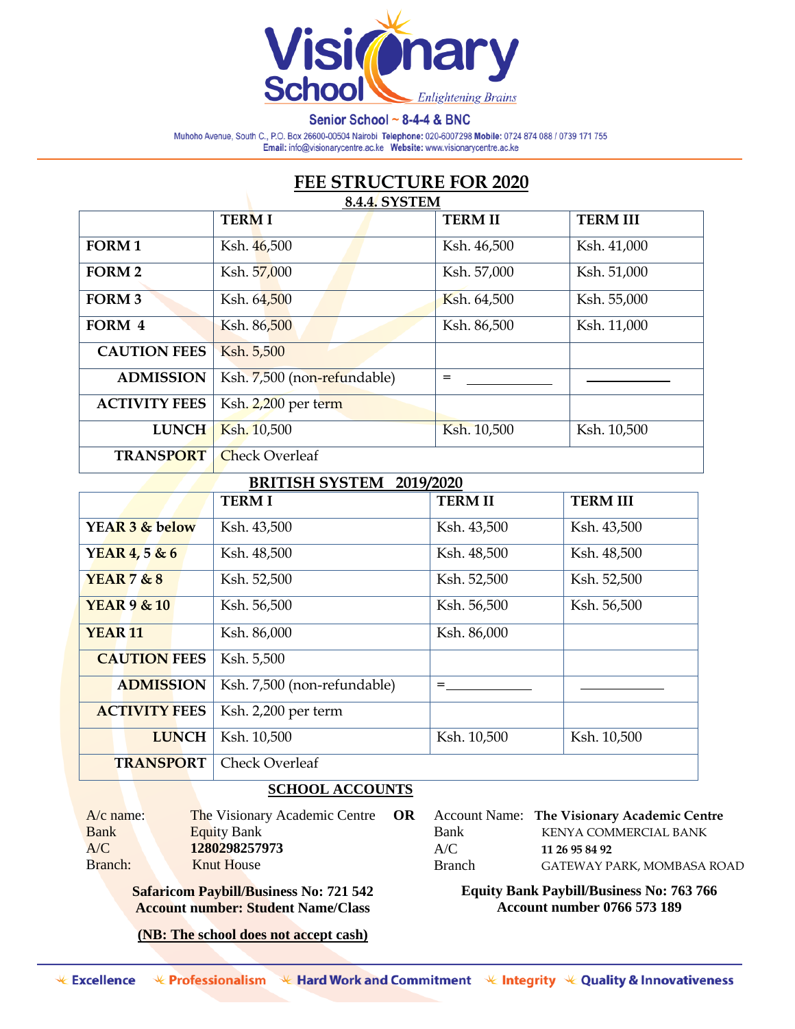# Visionary School

*Enlightening Brains*

Senior School ~ 8-4-4 & BNC

Muhoho Avenue, South C., P.O. Box 26600-00504 Nairobi **Telephone:** 020-6007298 **Mobile:** 0724 874 088 / 0739 171 755
**Email:** info@visionarycentre.ac.ke **Website:** www.visionarycentre.ac.ke

## FEE STRUCTURE FOR 2020

### 8.4.4. SYSTEM

| | TERM I | TERM II | TERM III |
|---|---|---|---|
| **FORM 1** | Ksh. 46,500 | Ksh. 46,500 | Ksh. 41,000 |
| **FORM 2** | Ksh. 57,000 | Ksh. 57,000 | Ksh. 51,000 |
| **FORM 3** | Ksh. 64,500 | Ksh. 64,500 | Ksh. 55,000 |
| **FORM 4** | Ksh. 86,500 | Ksh. 86,500 | Ksh. 11,000 |
| **CAUTION FEES** | Ksh. 5,500 | | |
| **ADMISSION** | Ksh. 7,500 (non-refundable) | = ___________ | ___________ |
| **ACTIVITY FEES** | Ksh. 2,200 per term | | |
| **LUNCH** | Ksh. 10,500 | Ksh. 10,500 | Ksh. 10,500 |
| **TRANSPORT** | Check Overleaf | | |

### BRITISH SYSTEM 2019/2020

| | TERM I | TERM II | TERM III |
|---|---|---|---|
| **YEAR 3 & below** | Ksh. 43,500 | Ksh. 43,500 | Ksh. 43,500 |
| **YEAR 4, 5 & 6** | Ksh. 48,500 | Ksh. 48,500 | Ksh. 48,500 |
| **YEAR 7 & 8** | Ksh. 52,500 | Ksh. 52,500 | Ksh. 52,500 |
| **YEAR 9 & 10** | Ksh. 56,500 | Ksh. 56,500 | Ksh. 56,500 |
| **YEAR 11** | Ksh. 86,000 | Ksh. 86,000 | |
| **CAUTION FEES** | Ksh. 5,500 | | |
| **ADMISSION** | Ksh. 7,500 (non-refundable) | =___________ | ___________ |
| **ACTIVITY FEES** | Ksh. 2,200 per term | | |
| **LUNCH** | Ksh. 10,500 | Ksh. 10,500 | Ksh. 10,500 |
| **TRANSPORT** | Check Overleaf | | |

### SCHOOL ACCOUNTS

A/c name: The Visionary Academic Centre
Bank: Equity Bank
A/C: **1280298257973**
Branch: Knut House

**OR**

Account Name: **The Visionary Academic Centre**
Bank: KENYA COMMERCIAL BANK
A/C: **11 26 95 84 92**
Branch: GATEWAY PARK, MOMBASA ROAD

**Safaricom Paybill/Business No: 721 542**
**Account number: Student Name/Class**

**Equity Bank Paybill/Business No: 763 766**
**Account number 0766 573 189**

**(NB: The school does not accept cash)**

Excellence ★ Professionalism ★ Hard Work and Commitment ★ Integrity ★ Quality & Innovativeness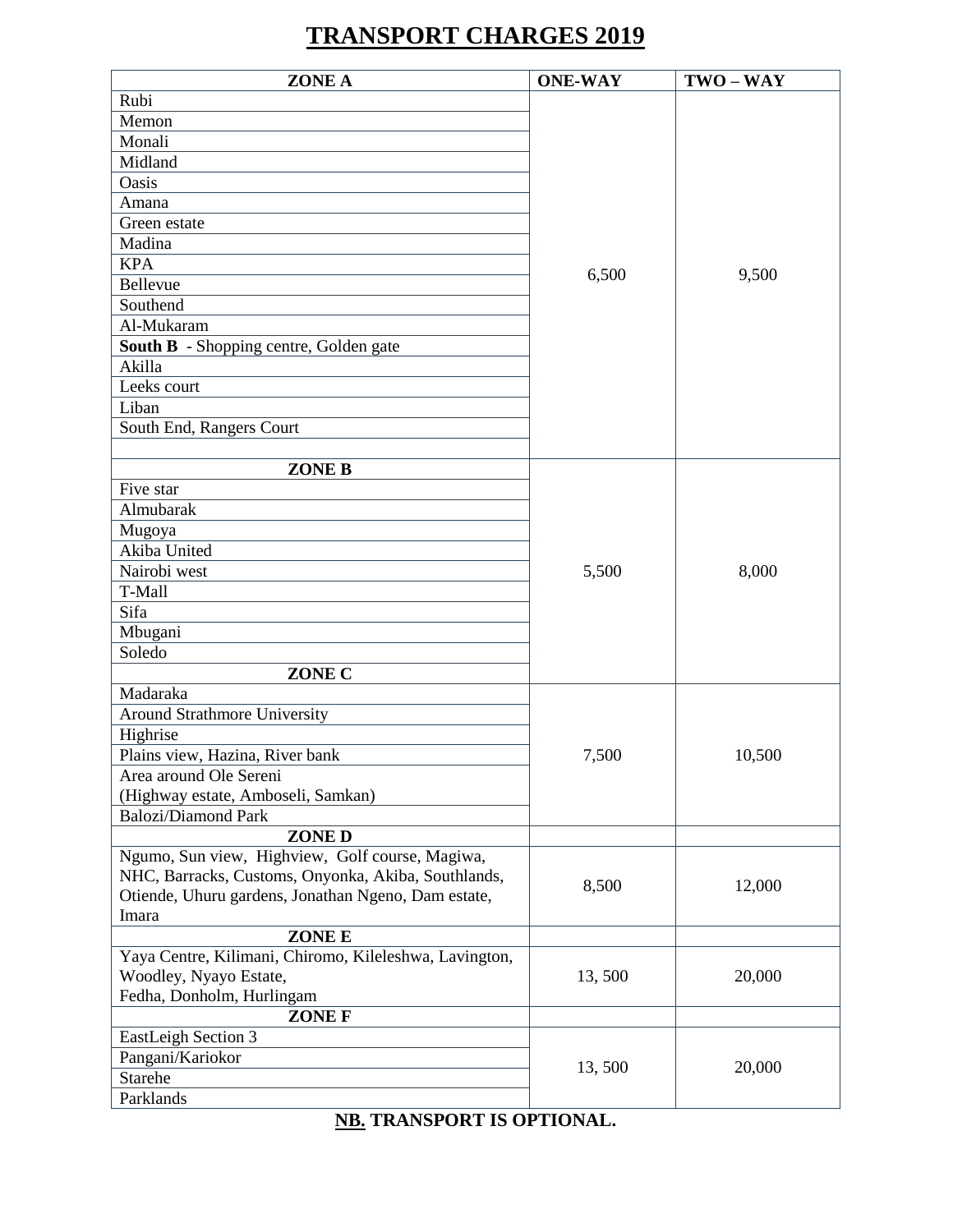# TRANSPORT CHARGES 2019

| ZONE A | ONE-WAY | TWO – WAY |
|---|---|---|
| Rubi | 6,500 | 9,500 |
| Memon | | |
| Monali | | |
| Midland | | |
| Oasis | | |
| Amana | | |
| Green estate | | |
| Madina | | |
| KPA | | |
| Bellevue | | |
| Southend | | |
| Al-Mukaram | | |
| **South B** - Shopping centre, Golden gate | | |
| Akilla | | |
| Leeks court | | |
| Liban | | |
| South End, Rangers Court | | |
| | | |
| **ZONE B** | 5,500 | 8,000 |
| Five star | | |
| Almubarak | | |
| Mugoya | | |
| Akiba United | | |
| Nairobi west | | |
| T-Mall | | |
| Sifa | | |
| Mbugani | | |
| Soledo | | |
| **ZONE C** | 7,500 | 10,500 |
| Madaraka | | |
| Around Strathmore University | | |
| Highrise | | |
| Plains view, Hazina, River bank | | |
| Area around Ole Sereni (Highway estate, Amboseli, Samkan) | | |
| Balozi/Diamond Park | | |
| **ZONE D** | | |
| Ngumo, Sun view, Highview, Golf course, Magiwa, NHC, Barracks, Customs, Onyonka, Akiba, Southlands, Otiende, Uhuru gardens, Jonathan Ngeno, Dam estate, Imara | 8,500 | 12,000 |
| **ZONE E** | | |
| Yaya Centre, Kilimani, Chiromo, Kileleshwa, Lavington, Woodley, Nyayo Estate, Fedha, Donholm, Hurlingam | 13, 500 | 20,000 |
| **ZONE F** | | |
| EastLeigh Section 3 | 13, 500 | 20,000 |
| Pangani/Kariokor | | |
| Starehe | | |
| Parklands | | |

**NB. TRANSPORT IS OPTIONAL.**